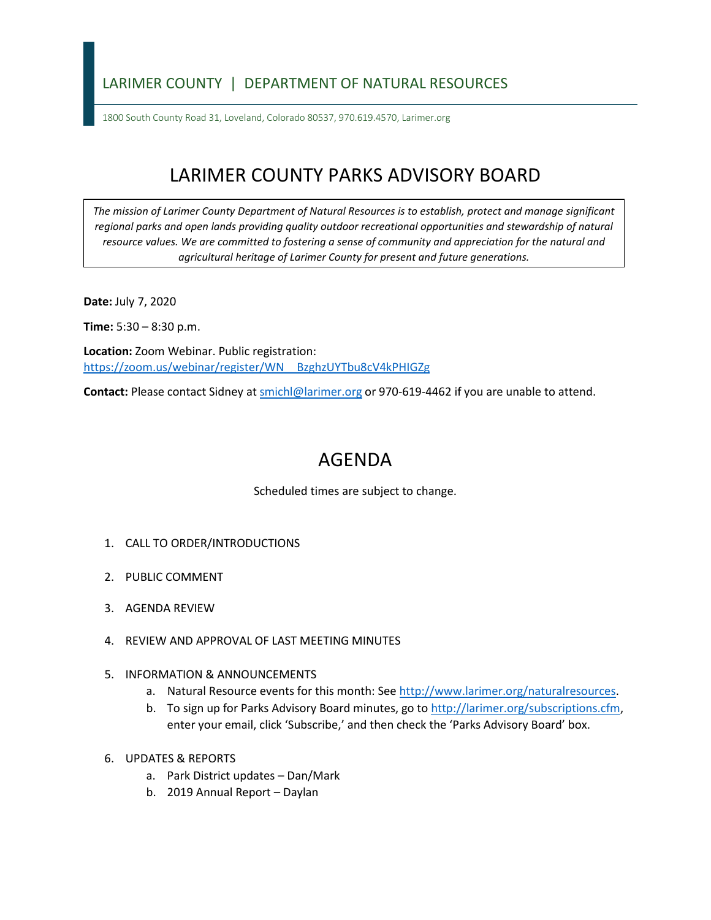LARIMER COUNTY | DEPARTMENT OF NATURAL RESOURCES

1800 South County Road 31, Loveland, Colorado 80537, 970.619.4570, Larimer.org

# LARIMER COUNTY PARKS ADVISORY BOARD

*The mission of Larimer County Department of Natural Resources is to establish, protect and manage significant regional parks and open lands providing quality outdoor recreational opportunities and stewardship of natural resource values. We are committed to fostering a sense of community and appreciation for the natural and agricultural heritage of Larimer County for present and future generations.*

**Date:** July 7, 2020

**Time:** 5:30 – 8:30 p.m.

**Location:** Zoom Webinar. Public registration: https://zoom.us/webinar/register/WN_BzghzUYTbu8cV4kPHIGZg

**Contact:** Please contact Sidney at smichl@larimer.org or 970-619-4462 if you are unable to attend.

# AGENDA

Scheduled times are subject to change.

1. CALL TO ORDER/INTRODUCTIONS
2. PUBLIC COMMENT
3. AGENDA REVIEW
4. REVIEW AND APPROVAL OF LAST MEETING MINUTES
5. INFORMATION & ANNOUNCEMENTS
   a. Natural Resource events for this month: See http://www.larimer.org/naturalresources.
   b. To sign up for Parks Advisory Board minutes, go to http://larimer.org/subscriptions.cfm, enter your email, click 'Subscribe,' and then check the 'Parks Advisory Board' box.
6. UPDATES & REPORTS
   a. Park District updates – Dan/Mark
   b. 2019 Annual Report – Daylan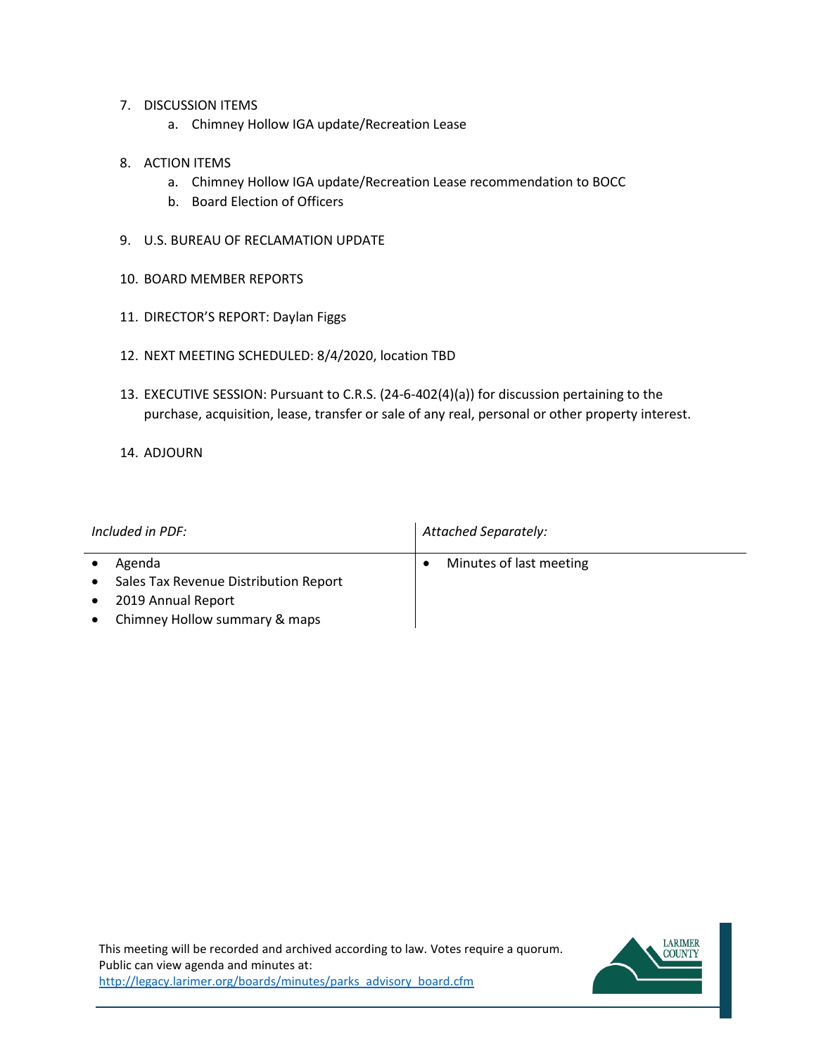7. DISCUSSION ITEMS
    a. Chimney Hollow IGA update/Recreation Lease

8. ACTION ITEMS
    a. Chimney Hollow IGA update/Recreation Lease recommendation to BOCC
    b. Board Election of Officers

9. U.S. BUREAU OF RECLAMATION UPDATE

10. BOARD MEMBER REPORTS

11. DIRECTOR'S REPORT: Daylan Figgs

12. NEXT MEETING SCHEDULED: 8/4/2020, location TBD

13. EXECUTIVE SESSION: Pursuant to C.R.S. (24-6-402(4)(a)) for discussion pertaining to the purchase, acquisition, lease, transfer or sale of any real, personal or other property interest.

14. ADJOURN

| *Included in PDF:* | *Attached Separately:* |
|---|---|
| • Agenda<br>• Sales Tax Revenue Distribution Report<br>• 2019 Annual Report<br>• Chimney Hollow summary & maps | • Minutes of last meeting |

This meeting will be recorded and archived according to law. Votes require a quorum.
Public can view agenda and minutes at:
http://legacy.larimer.org/boards/minutes/parks_advisory_board.cfm

LARIMER COUNTY